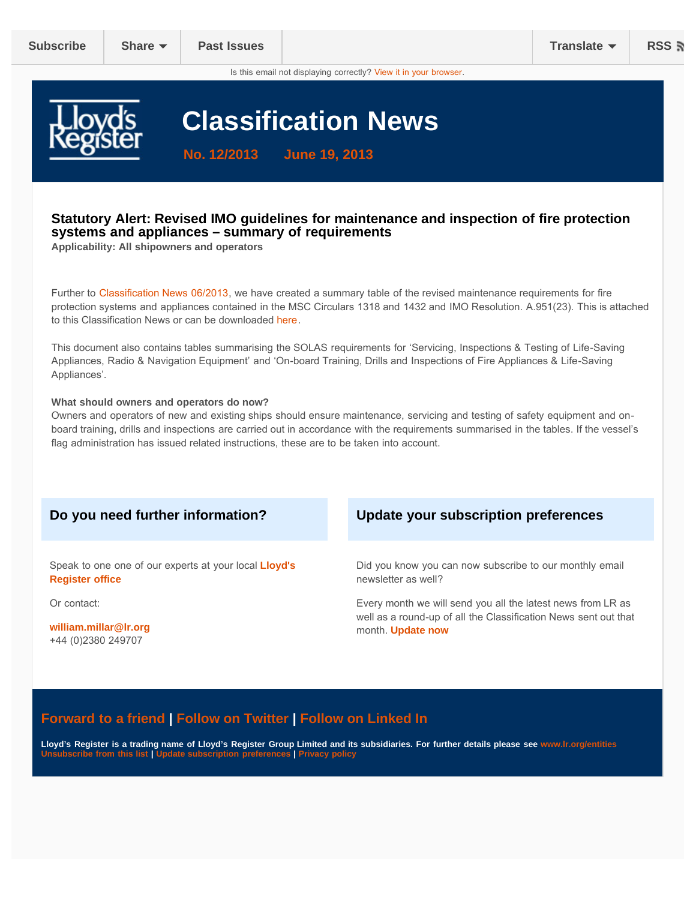Subscribe | Share | Past Issues | Translate | RSS

Is this email not displaying correctly? View it in your browser.

# Classification News

**No. 12/2013 June 19, 2013**

## Statutory Alert: Revised IMO guidelines for maintenance and inspection of fire protection systems and appliances – summary of requirements

**Applicability: All shipowners and operators**

Further to Classification News 06/2013, we have created a summary table of the revised maintenance requirements for fire protection systems and appliances contained in the MSC Circulars 1318 and 1432 and IMO Resolution. A.951(23). This is attached to this Classification News or can be downloaded here.

This document also contains tables summarising the SOLAS requirements for 'Servicing, Inspections & Testing of Life-Saving Appliances, Radio & Navigation Equipment' and 'On-board Training, Drills and Inspections of Fire Appliances & Life-Saving Appliances'.

**What should owners and operators do now?**

Owners and operators of new and existing ships should ensure maintenance, servicing and testing of safety equipment and on-board training, drills and inspections are carried out in accordance with the requirements summarised in the tables. If the vessel's flag administration has issued related instructions, these are to be taken into account.

### Do you need further information?

Speak to one one of our experts at your local **Lloyd's Register office**

Or contact:

**william.millar@lr.org**
+44 (0)2380 249707

### Update your subscription preferences

Did you know you can now subscribe to our monthly email newsletter as well?

Every month we will send you all the latest news from LR as well as a round-up of all the Classification News sent out that month. **Update now**

**Forward to a friend | Follow on Twitter | Follow on Linked In**

**Lloyd's Register is a trading name of Lloyd's Register Group Limited and its subsidiaries. For further details please see www.lr.org/entities**
**Unsubscribe from this list | Update subscription preferences | Privacy policy**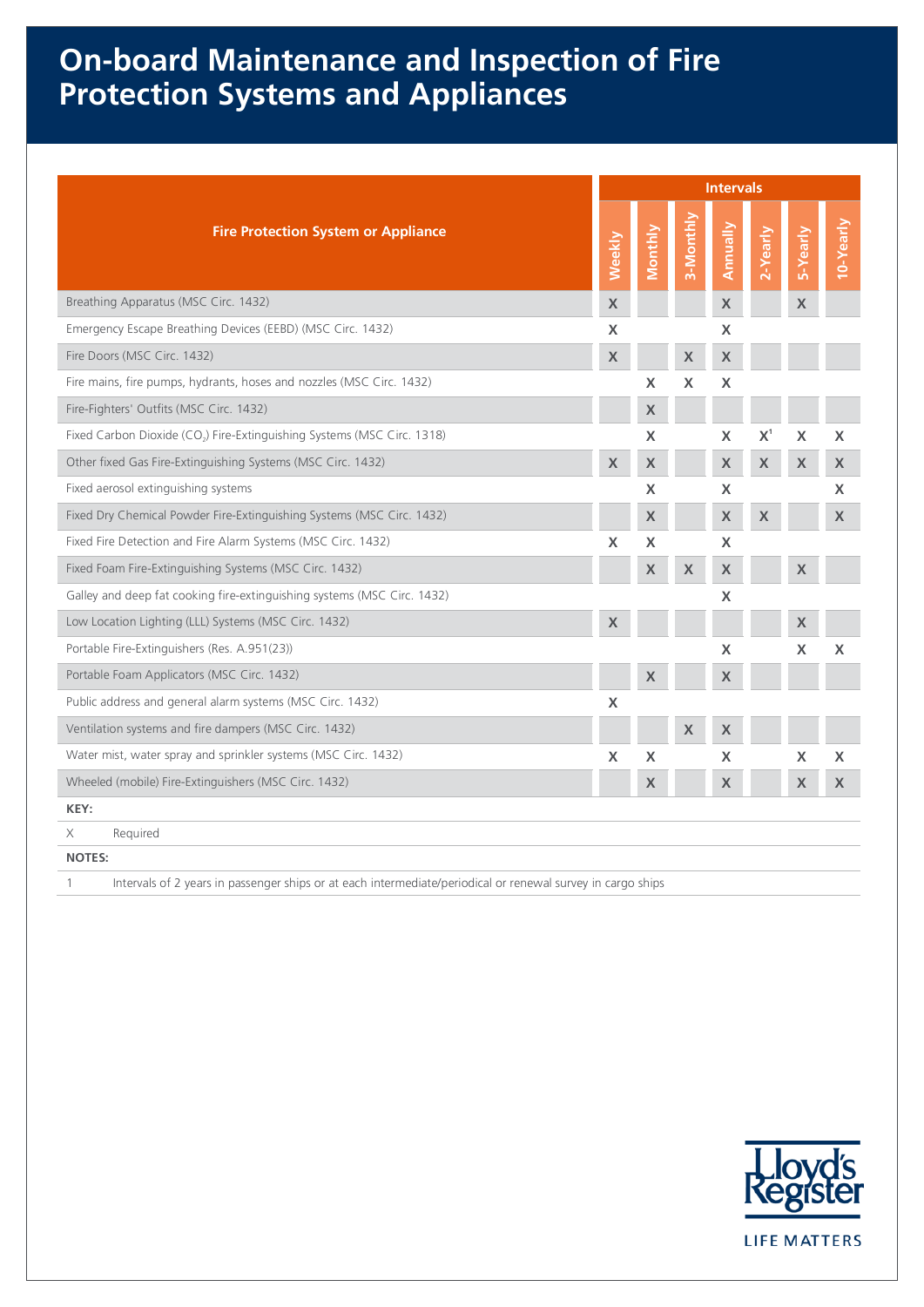# On-board Maintenance and Inspection of Fire Protection Systems and Appliances

| Fire Protection System or Appliance | Intervals | | | | | | |
|---|---|---|---|---|---|---|---|
| | Weekly | Monthly | 3-Monthly | Annually | 2-Yearly | 5-Yearly | 10-Yearly |
| Breathing Apparatus (MSC Circ. 1432) | X | | | X | | X | |
| Emergency Escape Breathing Devices (EEBD) (MSC Circ. 1432) | X | | | X | | | |
| Fire Doors (MSC Circ. 1432) | X | | X | X | | | |
| Fire mains, fire pumps, hydrants, hoses and nozzles (MSC Circ. 1432) | | X | X | X | | | |
| Fire-Fighters' Outfits (MSC Circ. 1432) | | X | | | | | |
| Fixed Carbon Dioxide ($CO_2$) Fire-Extinguishing Systems (MSC Circ. 1318) | | X | | X | X[1] | X | X |
| Other fixed Gas Fire-Extinguishing Systems (MSC Circ. 1432) | X | X | | X | X | X | X |
| Fixed aerosol extinguishing systems | | X | | X | | | X |
| Fixed Dry Chemical Powder Fire-Extinguishing Systems (MSC Circ. 1432) | | X | | X | X | | X |
| Fixed Fire Detection and Fire Alarm Systems (MSC Circ. 1432) | X | X | | X | | | |
| Fixed Foam Fire-Extinguishing Systems (MSC Circ. 1432) | | X | X | X | | X | |
| Galley and deep fat cooking fire-extinguishing systems (MSC Circ. 1432) | | | | X | | | |
| Low Location Lighting (LLL) Systems (MSC Circ. 1432) | X | | | | | X | |
| Portable Fire-Extinguishers (Res. A.951(23)) | | | | X | | X | X |
| Portable Foam Applicators (MSC Circ. 1432) | | X | | X | | | |
| Public address and general alarm systems (MSC Circ. 1432) | X | | | | | | |
| Ventilation systems and fire dampers (MSC Circ. 1432) | | | X | X | | | |
| Water mist, water spray and sprinkler systems (MSC Circ. 1432) | X | X | | X | | X | X |
| Wheeled (mobile) Fire-Extinguishers (MSC Circ. 1432) | | X | | X | | X | X |

**KEY:**

X Required

**NOTES:**

1 Intervals of 2 years in passenger ships or at each intermediate/periodical or renewal survey in cargo ships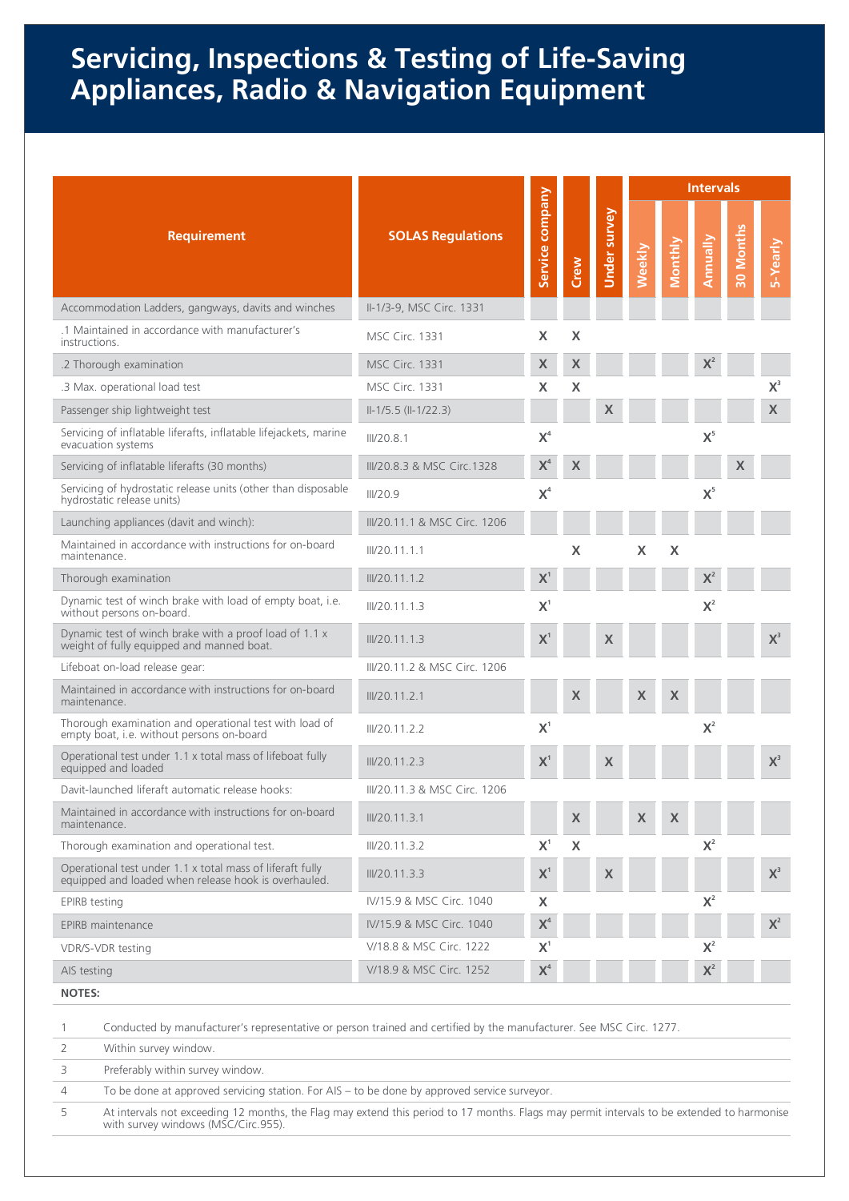# Servicing, Inspections & Testing of Life-Saving Appliances, Radio & Navigation Equipment

| Requirement | SOLAS Regulations | Service company | Crew | Under survey | Intervals | | | | |
|---|---|---|---|---|---|---|---|---|---|
| | | | | | Weekly | Monthly | Annually | 30 Months | 5-Yearly |
| Accommodation Ladders, gangways, davits and winches | II-1/3-9, MSC Circ. 1331 | | | | | | | | |
| .1 Maintained in accordance with manufacturer's instructions. | MSC Circ. 1331 | X | X | | | | | | |
| .2 Thorough examination | MSC Circ. 1331 | X | X | | | | X[2] | | |
| .3 Max. operational load test | MSC Circ. 1331 | X | X | | | | | | X[3] |
| Passenger ship lightweight test | II-1/5.5 (II-1/22.3) | | | X | | | | | X |
| Servicing of inflatable liferafts, inflatable lifejackets, marine evacuation systems | III/20.8.1 | X[4] | | | | | X[5] | | |
| Servicing of inflatable liferafts (30 months) | III/20.8.3 & MSC Circ.1328 | X[4] | X | | | | | X | |
| Servicing of hydrostatic release units (other than disposable hydrostatic release units) | III/20.9 | X[4] | | | | | X[5] | | |
| Launching appliances (davit and winch): | III/20.11.1 & MSC Circ. 1206 | | | | | | | | |
| Maintained in accordance with instructions for on-board maintenance. | III/20.11.1.1 | | X | | X | X | | | |
| Thorough examination | III/20.11.1.2 | X[1] | | | | | X[2] | | |
| Dynamic test of winch brake with load of empty boat, i.e. without persons on-board. | III/20.11.1.3 | X[1] | | | | | X[2] | | |
| Dynamic test of winch brake with a proof load of 1.1 x weight of fully equipped and manned boat. | III/20.11.1.3 | X[1] | | X | | | | | X[3] |
| Lifeboat on-load release gear: | III/20.11.2 & MSC Circ. 1206 | | | | | | | | |
| Maintained in accordance with instructions for on-board maintenance. | III/20.11.2.1 | | X | | X | X | | | |
| Thorough examination and operational test with load of empty boat, i.e. without persons on-board | III/20.11.2.2 | X[1] | | | | | X[2] | | |
| Operational test under 1.1 x total mass of lifeboat fully equipped and loaded | III/20.11.2.3 | X[1] | | X | | | | | X[3] |
| Davit-launched liferaft automatic release hooks: | III/20.11.3 & MSC Circ. 1206 | | | | | | | | |
| Maintained in accordance with instructions for on-board maintenance. | III/20.11.3.1 | | X | | X | X | | | |
| Thorough examination and operational test. | III/20.11.3.2 | X[1] | X | | | | X[2] | | |
| Operational test under 1.1 x total mass of liferaft fully equipped and loaded when release hook is overhauled. | III/20.11.3.3 | X[1] | | X | | | | | X[3] |
| EPIRB testing | IV/15.9 & MSC Circ. 1040 | X | | | | | X[2] | | |
| EPIRB maintenance | IV/15.9 & MSC Circ. 1040 | X[4] | | | | | | | X[2] |
| VDR/S-VDR testing | V/18.8 & MSC Circ. 1222 | X[1] | | | | | X[2] | | |
| AIS testing | V/18.9 & MSC Circ. 1252 | X[4] | | | | | X[2] | | |

**NOTES:**

| | |
|---|---|
| 1 | Conducted by manufacturer's representative or person trained and certified by the manufacturer. See MSC Circ. 1277. |
| 2 | Within survey window. |
| 3 | Preferably within survey window. |
| 4 | To be done at approved servicing station. For AIS – to be done by approved service surveyor. |
| 5 | At intervals not exceeding 12 months, the Flag may extend this period to 17 months. Flags may permit intervals to be extended to harmonise with survey windows (MSC/Circ.955). |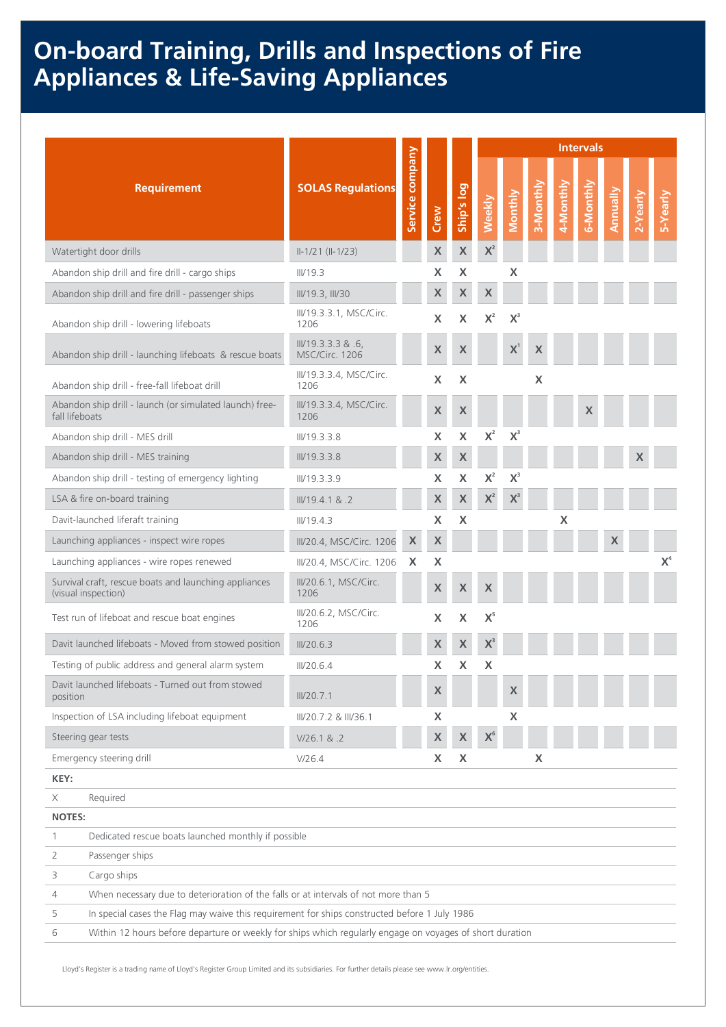# On-board Training, Drills and Inspections of Fire Appliances & Life-Saving Appliances

| Requirement | SOLAS Regulations | Service company | Crew | Ship's log | Intervals | | | | | | | |
|---|---|---|---|---|---|---|---|---|---|---|---|---|
| | | | | | Weekly | Monthly | 3-Monthly | 4-Monthly | 6-Monthly | Annually | 2-Yearly | 5-Yearly |
| Watertight door drills | II-1/21 (II-1/23) | | X | X | X[2] | | | | | | | |
| Abandon ship drill and fire drill - cargo ships | III/19.3 | | X | X | | X | | | | | | |
| Abandon ship drill and fire drill - passenger ships | III/19.3, III/30 | | X | X | X | | | | | | | |
| Abandon ship drill - lowering lifeboats | III/19.3.3.1, MSC/Circ. 1206 | | X | X | X[2] | X[3] | | | | | | |
| Abandon ship drill - launching lifeboats & rescue boats | III/19.3.3.3 & .6, MSC/Circ. 1206 | | X | X | | X[1] | X | | | | | |
| Abandon ship drill - free-fall lifeboat drill | III/19.3.3.4, MSC/Circ. 1206 | | X | X | | | X | | | | | |
| Abandon ship drill - launch (or simulated launch) free-fall lifeboats | III/19.3.3.4, MSC/Circ. 1206 | | X | X | | | | | X | | | |
| Abandon ship drill - MES drill | III/19.3.3.8 | | X | X | X[2] | X[3] | | | | | | |
| Abandon ship drill - MES training | III/19.3.3.8 | | X | X | | | | | | | X | |
| Abandon ship drill - testing of emergency lighting | III/19.3.3.9 | | X | X | X[2] | X[3] | | | | | | |
| LSA & fire on-board training | III/19.4.1 & .2 | | X | X | X[2] | X[3] | | | | | | |
| Davit-launched liferaft training | III/19.4.3 | | X | X | | | | X | | | | |
| Launching appliances - inspect wire ropes | III/20.4, MSC/Circ. 1206 | X | X | | | | | | | X | | |
| Launching appliances - wire ropes renewed | III/20.4, MSC/Circ. 1206 | X | X | | | | | | | | | X[4] |
| Survival craft, rescue boats and launching appliances (visual inspection) | III/20.6.1, MSC/Circ. 1206 | | X | X | X | | | | | | | |
| Test run of lifeboat and rescue boat engines | III/20.6.2, MSC/Circ. 1206 | | X | X | X[5] | | | | | | | |
| Davit launched lifeboats - Moved from stowed position | III/20.6.3 | | X | X | X[3] | | | | | | | |
| Testing of public address and general alarm system | III/20.6.4 | | X | X | X | | | | | | | |
| Davit launched lifeboats - Turned out from stowed position | III/20.7.1 | | X | | | X | | | | | | |
| Inspection of LSA including lifeboat equipment | III/20.7.2 & III/36.1 | | X | | | X | | | | | | |
| Steering gear tests | V/26.1 & .2 | | X | X | X[6] | | | | | | | |
| Emergency steering drill | V/26.4 | | X | X | | | X | | | | | |

**KEY:**

| | |
|---|---|
| X | Required |

**NOTES:**

| | |
|---|---|
| 1 | Dedicated rescue boats launched monthly if possible |
| 2 | Passenger ships |
| 3 | Cargo ships |
| 4 | When necessary due to deterioration of the falls or at intervals of not more than 5 |
| 5 | In special cases the Flag may waive this requirement for ships constructed before 1 July 1986 |
| 6 | Within 12 hours before departure or weekly for ships which regularly engage on voyages of short duration |

Lloyd's Register is a trading name of Lloyd's Register Group Limited and its subsidiaries. For further details please see www.lr.org/entities.